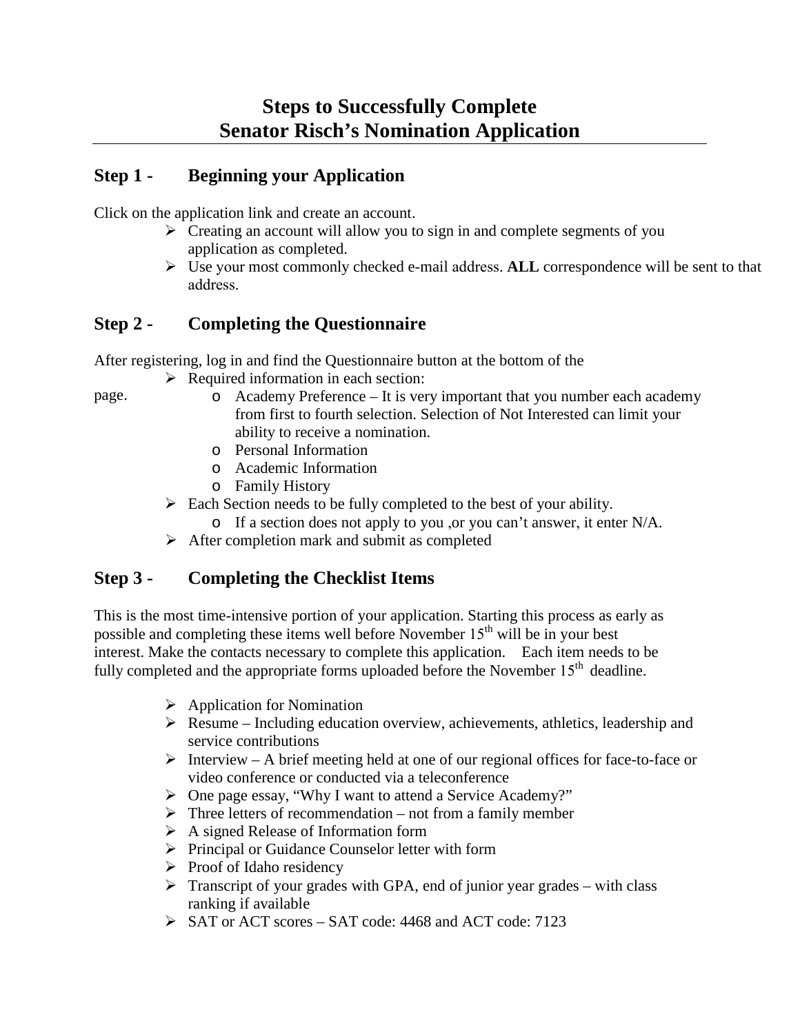# Steps to Successfully Complete
# Senator Risch's Nomination Application

## Step 1 - Beginning your Application

Click on the application link and create an account.

- Creating an account will allow you to sign in and complete segments of you application as completed.
- Use your most commonly checked e-mail address. **ALL** correspondence will be sent to that address.

## Step 2 - Completing the Questionnaire

After registering, log in and find the Questionnaire button at the bottom of the page.

- Required information in each section:
  - Academy Preference – It is very important that you number each academy from first to fourth selection. Selection of Not Interested can limit your ability to receive a nomination.
  - Personal Information
  - Academic Information
  - Family History
- Each Section needs to be fully completed to the best of your ability.
  - If a section does not apply to you ,or you can't answer, it enter N/A.
- After completion mark and submit as completed

## Step 3 - Completing the Checklist Items

This is the most time-intensive portion of your application. Starting this process as early as possible and completing these items well before November 15th will be in your best interest. Make the contacts necessary to complete this application. Each item needs to be fully completed and the appropriate forms uploaded before the November 15th deadline.

- Application for Nomination
- Resume – Including education overview, achievements, athletics, leadership and service contributions
- Interview – A brief meeting held at one of our regional offices for face-to-face or video conference or conducted via a teleconference
- One page essay, "Why I want to attend a Service Academy?"
- Three letters of recommendation – not from a family member
- A signed Release of Information form
- Principal or Guidance Counselor letter with form
- Proof of Idaho residency
- Transcript of your grades with GPA, end of junior year grades – with class ranking if available
- SAT or ACT scores – SAT code: 4468 and ACT code: 7123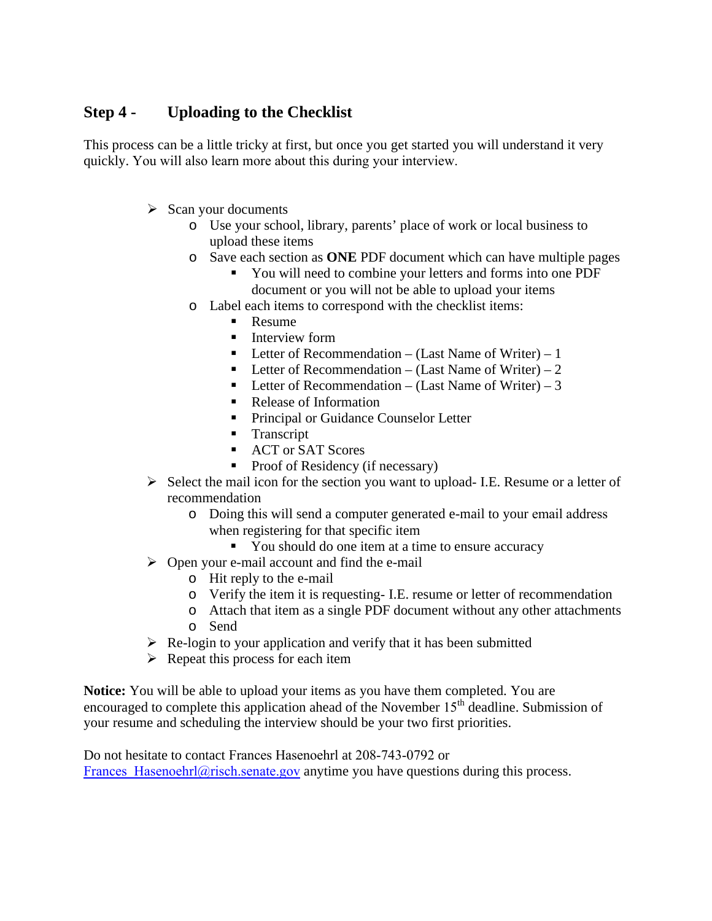## Step 4 - Uploading to the Checklist

This process can be a little tricky at first, but once you get started you will understand it very quickly. You will also learn more about this during your interview.

- Scan your documents
  - Use your school, library, parents' place of work or local business to upload these items
  - Save each section as **ONE** PDF document which can have multiple pages
    - You will need to combine your letters and forms into one PDF document or you will not be able to upload your items
  - Label each items to correspond with the checklist items:
    - Resume
    - Interview form
    - Letter of Recommendation – (Last Name of Writer) – 1
    - Letter of Recommendation – (Last Name of Writer) – 2
    - Letter of Recommendation – (Last Name of Writer) – 3
    - Release of Information
    - Principal or Guidance Counselor Letter
    - Transcript
    - ACT or SAT Scores
    - Proof of Residency (if necessary)
- Select the mail icon for the section you want to upload- I.E. Resume or a letter of recommendation
  - Doing this will send a computer generated e-mail to your email address when registering for that specific item
    - You should do one item at a time to ensure accuracy
- Open your e-mail account and find the e-mail
  - Hit reply to the e-mail
  - Verify the item it is requesting- I.E. resume or letter of recommendation
  - Attach that item as a single PDF document without any other attachments
  - Send
- Re-login to your application and verify that it has been submitted
- Repeat this process for each item

**Notice:** You will be able to upload your items as you have them completed. You are encouraged to complete this application ahead of the November 15th deadline. Submission of your resume and scheduling the interview should be your two first priorities.

Do not hesitate to contact Frances Hasenoehrl at 208-743-0792 or Frances_Hasenoehrl@risch.senate.gov anytime you have questions during this process.